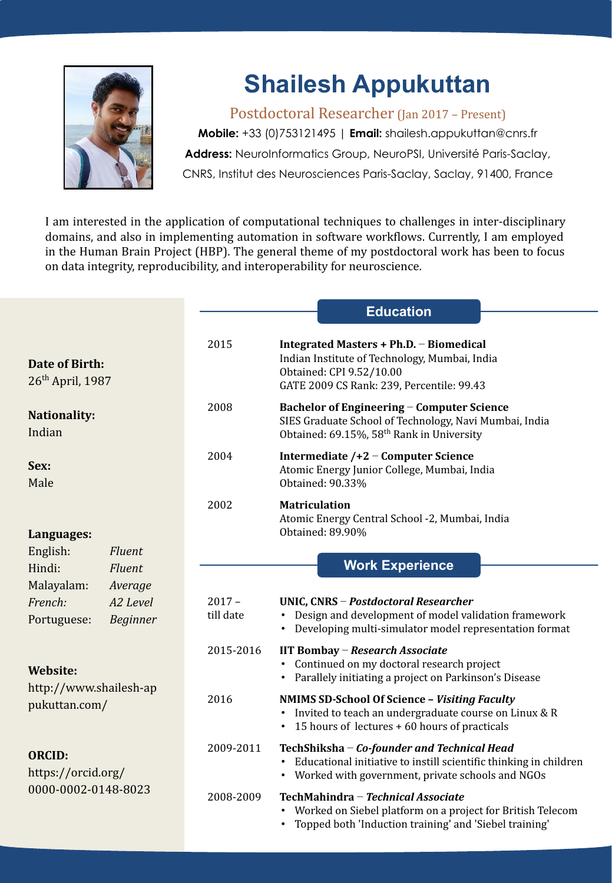# Shailesh Appukuttan

Postdoctoral Researcher (Jan 2017 – Present)

**Mobile:** +33 (0)753121495 | **Email:** shailesh.appukuttan@cnrs.fr

**Address:** NeuroInformatics Group, NeuroPSI, Université Paris-Saclay, CNRS, Institut des Neurosciences Paris-Saclay, Saclay, 91400, France

I am interested in the application of computational techniques to challenges in inter-disciplinary domains, and also in implementing automation in software workflows. Currently, I am employed in the Human Brain Project (HBP). The general theme of my postdoctoral work has been to focus on data integrity, reproducibility, and interoperability for neuroscience.

**Date of Birth:**
26th April, 1987

**Nationality:**
Indian

**Sex:**
Male

**Languages:**

| | |
|---|---|
| English: | *Fluent* |
| Hindi: | *Fluent* |
| Malayalam: | *Average* |
| *French:* | *A2 Level* |
| Portuguese: | *Beginner* |

**Website:**
http://www.shailesh-appukuttan.com/

**ORCID:**
https://orcid.org/0000-0002-0148-8023

## Education

**2015** — **Integrated Masters + Ph.D. – Biomedical**
Indian Institute of Technology, Mumbai, India
Obtained: CPI 9.52/10.00
GATE 2009 CS Rank: 239, Percentile: 99.43

**2008** — **Bachelor of Engineering – Computer Science**
SIES Graduate School of Technology, Navi Mumbai, India
Obtained: 69.15%, 58th Rank in University

**2004** — **Intermediate /+2 – Computer Science**
Atomic Energy Junior College, Mumbai, India
Obtained: 90.33%

**2002** — **Matriculation**
Atomic Energy Central School -2, Mumbai, India
Obtained: 89.90%

## Work Experience

**2017 – till date** — **UNIC, CNRS** – ***Postdoctoral Researcher***
- Design and development of model validation framework
- Developing multi-simulator model representation format

**2015-2016** — **IIT Bombay** – ***Research Associate***
- Continued on my doctoral research project
- Parallely initiating a project on Parkinson's Disease

**2016** — **NMIMS SD-School Of Science – *Visiting Faculty***
- Invited to teach an undergraduate course on Linux & R
- 15 hours of lectures + 60 hours of practicals

**2009-2011** — **TechShiksha** – ***Co-founder and Technical Head***
- Educational initiative to instill scientific thinking in children
- Worked with government, private schools and NGOs

**2008-2009** — **TechMahindra** – ***Technical Associate***
- Worked on Siebel platform on a project for British Telecom
- Topped both 'Induction training' and 'Siebel training'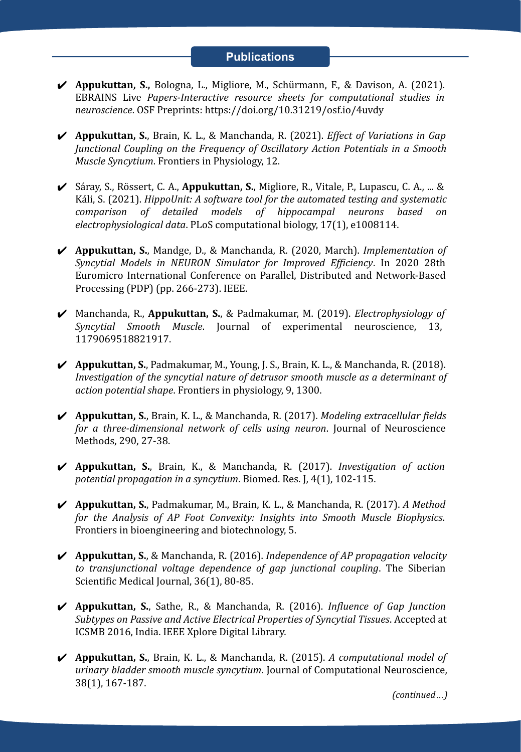## Publications

- ✔ **Appukuttan, S.,** Bologna, L., Migliore, M., Schürmann, F., & Davison, A. (2021). EBRAINS Live *Papers-Interactive resource sheets for computational studies in neuroscience*. OSF Preprints: https://doi.org/10.31219/osf.io/4uvdy

- ✔ **Appukuttan, S.**, Brain, K. L., & Manchanda, R. (2021). *Effect of Variations in Gap Junctional Coupling on the Frequency of Oscillatory Action Potentials in a Smooth Muscle Syncytium*. Frontiers in Physiology, 12.

- ✔ Sáray, S., Rössert, C. A., **Appukuttan, S.**, Migliore, R., Vitale, P., Lupascu, C. A., ... & Káli, S. (2021). *HippoUnit: A software tool for the automated testing and systematic comparison of detailed models of hippocampal neurons based on electrophysiological data*. PLoS computational biology, 17(1), e1008114.

- ✔ **Appukuttan, S.**, Mandge, D., & Manchanda, R. (2020, March). *Implementation of Syncytial Models in NEURON Simulator for Improved Efficiency*. In 2020 28th Euromicro International Conference on Parallel, Distributed and Network-Based Processing (PDP) (pp. 266-273). IEEE.

- ✔ Manchanda, R., **Appukuttan, S.**, & Padmakumar, M. (2019). *Electrophysiology of Syncytial Smooth Muscle*. Journal of experimental neuroscience, 13, 1179069518821917.

- ✔ **Appukuttan, S.**, Padmakumar, M., Young, J. S., Brain, K. L., & Manchanda, R. (2018). *Investigation of the syncytial nature of detrusor smooth muscle as a determinant of action potential shape*. Frontiers in physiology, 9, 1300.

- ✔ **Appukuttan, S.**, Brain, K. L., & Manchanda, R. (2017). *Modeling extracellular fields for a three-dimensional network of cells using neuron*. Journal of Neuroscience Methods, 290, 27-38.

- ✔ **Appukuttan, S.**, Brain, K., & Manchanda, R. (2017). *Investigation of action potential propagation in a syncytium*. Biomed. Res. J, 4(1), 102-115.

- ✔ **Appukuttan, S.**, Padmakumar, M., Brain, K. L., & Manchanda, R. (2017). *A Method for the Analysis of AP Foot Convexity: Insights into Smooth Muscle Biophysics*. Frontiers in bioengineering and biotechnology, 5.

- ✔ **Appukuttan, S.**, & Manchanda, R. (2016). *Independence of AP propagation velocity to transjunctional voltage dependence of gap junctional coupling*. The Siberian Scientific Medical Journal, 36(1), 80-85.

- ✔ **Appukuttan, S.**, Sathe, R., & Manchanda, R. (2016). *Influence of Gap Junction Subtypes on Passive and Active Electrical Properties of Syncytial Tissues*. Accepted at ICSMB 2016, India. IEEE Xplore Digital Library.

- ✔ **Appukuttan, S.**, Brain, K. L., & Manchanda, R. (2015). *A computational model of urinary bladder smooth muscle syncytium*. Journal of Computational Neuroscience, 38(1), 167-187.

*(continued…)*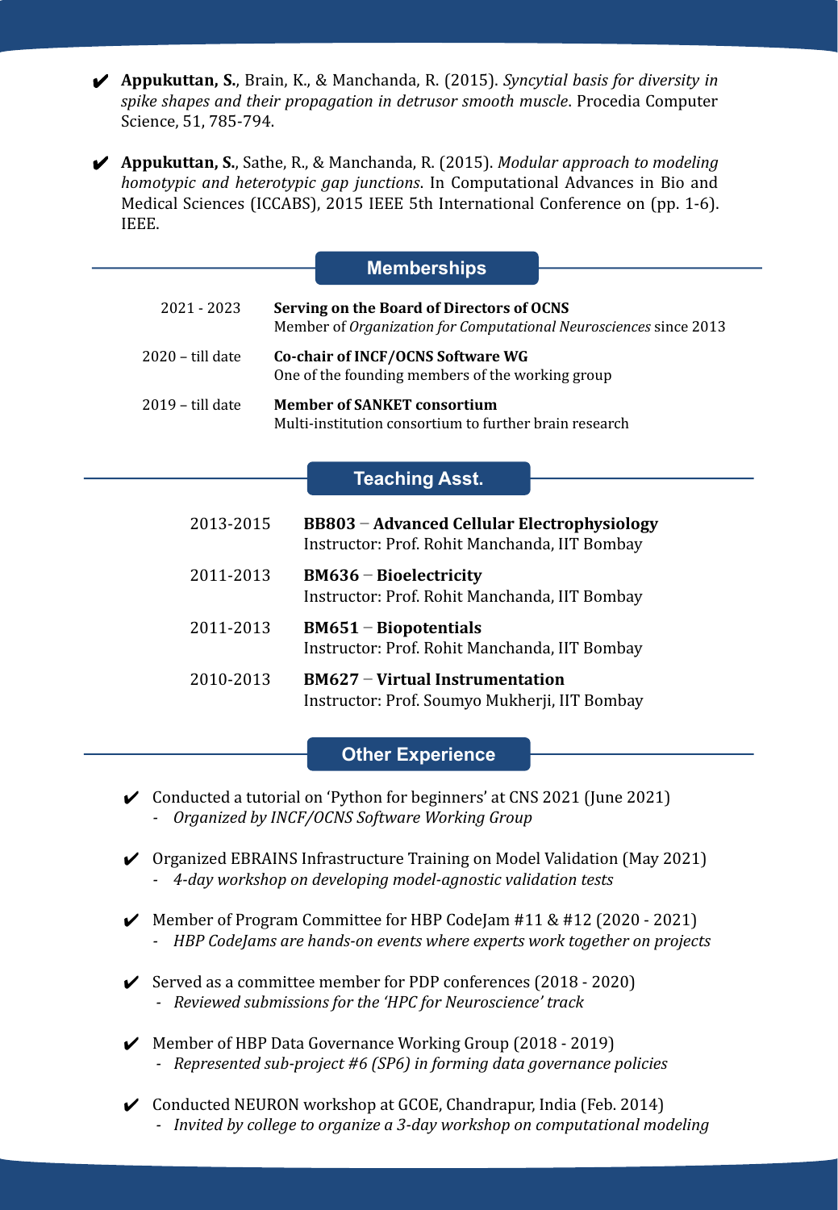- ✔ **Appukuttan, S.**, Brain, K., & Manchanda, R. (2015). *Syncytial basis for diversity in spike shapes and their propagation in detrusor smooth muscle*. Procedia Computer Science, 51, 785-794.

- ✔ **Appukuttan, S.**, Sathe, R., & Manchanda, R. (2015). *Modular approach to modeling homotypic and heterotypic gap junctions*. In Computational Advances in Bio and Medical Sciences (ICCABS), 2015 IEEE 5th International Conference on (pp. 1-6). IEEE.

## Memberships

| | |
|---|---|
| 2021 - 2023 | **Serving on the Board of Directors of OCNS**<br>Member of *Organization for Computational Neurosciences* since 2013 |
| 2020 – till date | **Co-chair of INCF/OCNS Software WG**<br>One of the founding members of the working group |
| 2019 – till date | **Member of SANKET consortium**<br>Multi-institution consortium to further brain research |

## Teaching Asst.

| | |
|---|---|
| 2013-2015 | **BB803** – **Advanced Cellular Electrophysiology**<br>Instructor: Prof. Rohit Manchanda, IIT Bombay |
| 2011-2013 | **BM636** – **Bioelectricity**<br>Instructor: Prof. Rohit Manchanda, IIT Bombay |
| 2011-2013 | **BM651** – **Biopotentials**<br>Instructor: Prof. Rohit Manchanda, IIT Bombay |
| 2010-2013 | **BM627** – **Virtual Instrumentation**<br>Instructor: Prof. Soumyo Mukherji, IIT Bombay |

## Other Experience

- ✔ Conducted a tutorial on 'Python for beginners' at CNS 2021 (June 2021)
  - *Organized by INCF/OCNS Software Working Group*

- ✔ Organized EBRAINS Infrastructure Training on Model Validation (May 2021)
  - *4-day workshop on developing model-agnostic validation tests*

- ✔ Member of Program Committee for HBP CodeJam #11 & #12 (2020 - 2021)
  - *HBP CodeJams are hands-on events where experts work together on projects*

- ✔ Served as a committee member for PDP conferences (2018 - 2020)
  - *Reviewed submissions for the 'HPC for Neuroscience' track*

- ✔ Member of HBP Data Governance Working Group (2018 - 2019)
  - *Represented sub-project #6 (SP6) in forming data governance policies*

- ✔ Conducted NEURON workshop at GCOE, Chandrapur, India (Feb. 2014)
  - *Invited by college to organize a 3-day workshop on computational modeling*